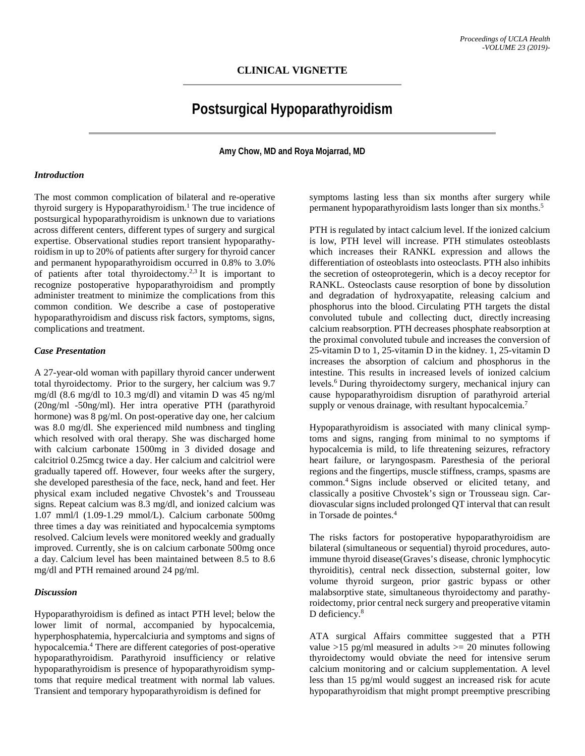## CLINICAL VIGNETTE

# Postsurgical Hypoparathyroidism

**Amy Chow, MD and Roya Mojarrad, MD**

### *Introduction*

The most common complication of bilateral and re-operative thyroid surgery is Hypoparathyroidism.[1] The true incidence of postsurgical hypoparathyroidism is unknown due to variations across different centers, different types of surgery and surgical expertise. Observational studies report transient hypoparathyroidism in up to 20% of patients after surgery for thyroid cancer and permanent hypoparathyroidism occurred in 0.8% to 3.0% of patients after total thyroidectomy.[2,3] It is important to recognize postoperative hypoparathyroidism and promptly administer treatment to minimize the complications from this common condition. We describe a case of postoperative hypoparathyroidism and discuss risk factors, symptoms, signs, complications and treatment.

### *Case Presentation*

A 27-year-old woman with papillary thyroid cancer underwent total thyroidectomy. Prior to the surgery, her calcium was 9.7 mg/dl (8.6 mg/dl to 10.3 mg/dl) and vitamin D was 45 ng/ml (20ng/ml -50ng/ml). Her intra operative PTH (parathyroid hormone) was 8 pg/ml. On post-operative day one, her calcium was 8.0 mg/dl. She experienced mild numbness and tingling which resolved with oral therapy. She was discharged home with calcium carbonate 1500mg in 3 divided dosage and calcitriol 0.25mcg twice a day. Her calcium and calcitriol were gradually tapered off. However, four weeks after the surgery, she developed paresthesia of the face, neck, hand and feet. Her physical exam included negative Chvostek's and Trousseau signs. Repeat calcium was 8.3 mg/dl, and ionized calcium was 1.07 mml/l (1.09-1.29 mmol/L). Calcium carbonate 500mg three times a day was reinitiated and hypocalcemia symptoms resolved. Calcium levels were monitored weekly and gradually improved. Currently, she is on calcium carbonate 500mg once a day. Calcium level has been maintained between 8.5 to 8.6 mg/dl and PTH remained around 24 pg/ml.

### *Discussion*

Hypoparathyroidism is defined as intact PTH level; below the lower limit of normal, accompanied by hypocalcemia, hyperphosphatemia, hypercalciuria and symptoms and signs of hypocalcemia.[4] There are different categories of post-operative hypoparathyroidism. Parathyroid insufficiency or relative hypoparathyroidism is presence of hypoparathyroidism symptoms that require medical treatment with normal lab values. Transient and temporary hypoparathyroidism is defined for symptoms lasting less than six months after surgery while permanent hypoparathyroidism lasts longer than six months.[5]

PTH is regulated by intact calcium level. If the ionized calcium is low, PTH level will increase. PTH stimulates osteoblasts which increases their RANKL expression and allows the differentiation of osteoblasts into osteoclasts. PTH also inhibits the secretion of osteoprotegerin, which is a decoy receptor for RANKL. Osteoclasts cause resorption of bone by dissolution and degradation of hydroxyapatite, releasing calcium and phosphorus into the blood. Circulating PTH targets the distal convoluted tubule and collecting duct, directly increasing calcium reabsorption. PTH decreases phosphate reabsorption at the proximal convoluted tubule and increases the conversion of 25-vitamin D to 1, 25-vitamin D in the kidney. 1, 25-vitamin D increases the absorption of calcium and phosphorus in the intestine. This results in increased levels of ionized calcium levels.[6] During thyroidectomy surgery, mechanical injury can cause hypoparathyroidism disruption of parathyroid arterial supply or venous drainage, with resultant hypocalcemia.[7]

Hypoparathyroidism is associated with many clinical symptoms and signs, ranging from minimal to no symptoms if hypocalcemia is mild, to life threatening seizures, refractory heart failure, or laryngospasm. Paresthesia of the perioral regions and the fingertips, muscle stiffness, cramps, spasms are common.[4] Signs include observed or elicited tetany, and classically a positive Chvostek's sign or Trousseau sign. Cardiovascular signs included prolonged QT interval that can result in Torsade de pointes.[4]

The risks factors for postoperative hypoparathyroidism are bilateral (simultaneous or sequential) thyroid procedures, autoimmune thyroid disease(Graves's disease, chronic lymphocytic thyroiditis), central neck dissection, substernal goiter, low volume thyroid surgeon, prior gastric bypass or other malabsorptive state, simultaneous thyroidectomy and parathyroidectomy, prior central neck surgery and preoperative vitamin D deficiency.[8]

ATA surgical Affairs committee suggested that a PTH value >15 pg/ml measured in adults >= 20 minutes following thyroidectomy would obviate the need for intensive serum calcium monitoring and or calcium supplementation. A level less than 15 pg/ml would suggest an increased risk for acute hypoparathyroidism that might prompt preemptive prescribing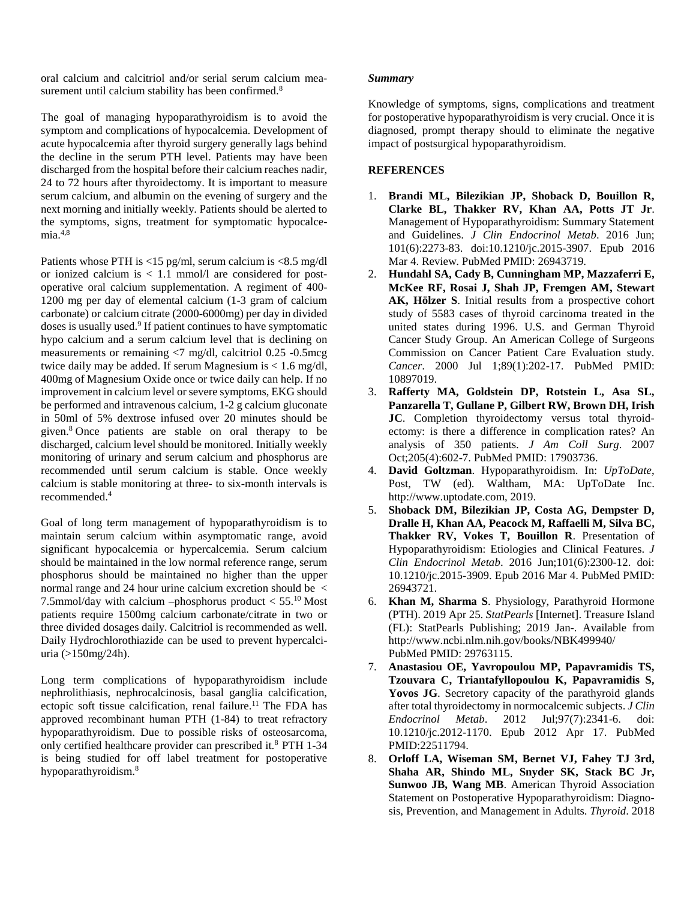oral calcium and calcitriol and/or serial serum calcium measurement until calcium stability has been confirmed.[8]

The goal of managing hypoparathyroidism is to avoid the symptom and complications of hypocalcemia. Development of acute hypocalcemia after thyroid surgery generally lags behind the decline in the serum PTH level. Patients may have been discharged from the hospital before their calcium reaches nadir, 24 to 72 hours after thyroidectomy. It is important to measure serum calcium, and albumin on the evening of surgery and the next morning and initially weekly. Patients should be alerted to the symptoms, signs, treatment for symptomatic hypocalcemia.[4,8]

Patients whose PTH is <15 pg/ml, serum calcium is <8.5 mg/dl or ionized calcium is < 1.1 mmol/l are considered for postoperative oral calcium supplementation. A regiment of 400-1200 mg per day of elemental calcium (1-3 gram of calcium carbonate) or calcium citrate (2000-6000mg) per day in divided doses is usually used.[9] If patient continues to have symptomatic hypo calcium and a serum calcium level that is declining on measurements or remaining <7 mg/dl, calcitriol 0.25 -0.5mcg twice daily may be added. If serum Magnesium is < 1.6 mg/dl, 400mg of Magnesium Oxide once or twice daily can help. If no improvement in calcium level or severe symptoms, EKG should be performed and intravenous calcium, 1-2 g calcium gluconate in 50ml of 5% dextrose infused over 20 minutes should be given.[8] Once patients are stable on oral therapy to be discharged, calcium level should be monitored. Initially weekly monitoring of urinary and serum calcium and phosphorus are recommended until serum calcium is stable. Once weekly calcium is stable monitoring at three- to six-month intervals is recommended.[4]

Goal of long term management of hypoparathyroidism is to maintain serum calcium within asymptomatic range, avoid significant hypocalcemia or hypercalcemia. Serum calcium should be maintained in the low normal reference range, serum phosphorus should be maintained no higher than the upper normal range and 24 hour urine calcium excretion should be < 7.5mmol/day with calcium –phosphorus product < 55.[10] Most patients require 1500mg calcium carbonate/citrate in two or three divided dosages daily. Calcitriol is recommended as well. Daily Hydrochlorothiazide can be used to prevent hypercalciuria (>150mg/24h).

Long term complications of hypoparathyroidism include nephrolithiasis, nephrocalcinosis, basal ganglia calcification, ectopic soft tissue calcification, renal failure.[11] The FDA has approved recombinant human PTH (1-84) to treat refractory hypoparathyroidism. Due to possible risks of osteosarcoma, only certified healthcare provider can prescribed it.[8] PTH 1-34 is being studied for off label treatment for postoperative hypoparathyroidism.[8]

***Summary***

Knowledge of symptoms, signs, complications and treatment for postoperative hypoparathyroidism is very crucial. Once it is diagnosed, prompt therapy should to eliminate the negative impact of postsurgical hypoparathyroidism.

**REFERENCES**

1. **Brandi ML, Bilezikian JP, Shoback D, Bouillon R, Clarke BL, Thakker RV, Khan AA, Potts JT Jr**. Management of Hypoparathyroidism: Summary Statement and Guidelines. *J Clin Endocrinol Metab*. 2016 Jun; 101(6):2273-83. doi:10.1210/jc.2015-3907. Epub 2016 Mar 4. Review. PubMed PMID: 26943719.
2. **Hundahl SA, Cady B, Cunningham MP, Mazzaferri E, McKee RF, Rosai J, Shah JP, Fremgen AM, Stewart AK, Hölzer S**. Initial results from a prospective cohort study of 5583 cases of thyroid carcinoma treated in the united states during 1996. U.S. and German Thyroid Cancer Study Group. An American College of Surgeons Commission on Cancer Patient Care Evaluation study. *Cancer*. 2000 Jul 1;89(1):202-17. PubMed PMID: 10897019.
3. **Rafferty MA, Goldstein DP, Rotstein L, Asa SL, Panzarella T, Gullane P, Gilbert RW, Brown DH, Irish JC**. Completion thyroidectomy versus total thyroidectomy: is there a difference in complication rates? An analysis of 350 patients. *J Am Coll Surg*. 2007 Oct;205(4):602-7. PubMed PMID: 17903736.
4. **David Goltzman**. Hypoparathyroidism. In: *UpToDate*, Post, TW (ed). Waltham, MA: UpToDate Inc. http://www.uptodate.com, 2019.
5. **Shoback DM, Bilezikian JP, Costa AG, Dempster D, Dralle H, Khan AA, Peacock M, Raffaelli M, Silva BC, Thakker RV, Vokes T, Bouillon R**. Presentation of Hypoparathyroidism: Etiologies and Clinical Features. *J Clin Endocrinol Metab*. 2016 Jun;101(6):2300-12. doi: 10.1210/jc.2015-3909. Epub 2016 Mar 4. PubMed PMID: 26943721.
6. **Khan M, Sharma S**. Physiology, Parathyroid Hormone (PTH). 2019 Apr 25. *StatPearls* [Internet]. Treasure Island (FL): StatPearls Publishing; 2019 Jan-. Available from http://www.ncbi.nlm.nih.gov/books/NBK499940/ PubMed PMID: 29763115.
7. **Anastasiou OE, Yavropoulou MP, Papavramidis TS, Tzouvara C, Triantafyllopoulou K, Papavramidis S, Yovos JG**. Secretory capacity of the parathyroid glands after total thyroidectomy in normocalcemic subjects. *J Clin Endocrinol Metab*. 2012 Jul;97(7):2341-6. doi: 10.1210/jc.2012-1170. Epub 2012 Apr 17. PubMed PMID:22511794.
8. **Orloff LA, Wiseman SM, Bernet VJ, Fahey TJ 3rd, Shaha AR, Shindo ML, Snyder SK, Stack BC Jr, Sunwoo JB, Wang MB**. American Thyroid Association Statement on Postoperative Hypoparathyroidism: Diagnosis, Prevention, and Management in Adults. *Thyroid*. 2018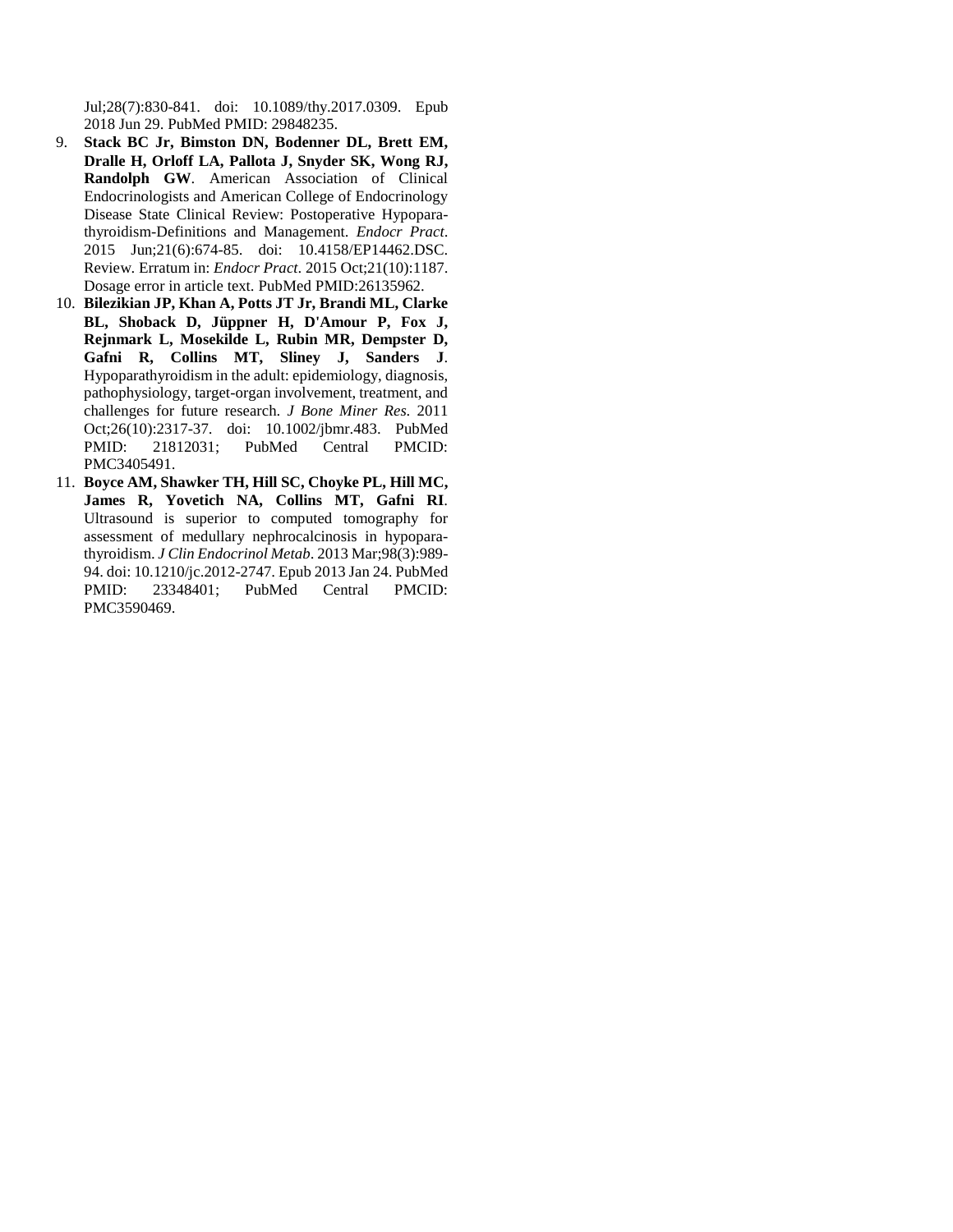Jul;28(7):830-841. doi: 10.1089/thy.2017.0309. Epub 2018 Jun 29. PubMed PMID: 29848235.

9. **Stack BC Jr, Bimston DN, Bodenner DL, Brett EM, Dralle H, Orloff LA, Pallota J, Snyder SK, Wong RJ, Randolph GW**. American Association of Clinical Endocrinologists and American College of Endocrinology Disease State Clinical Review: Postoperative Hypoparathyroidism-Definitions and Management. *Endocr Pract*. 2015 Jun;21(6):674-85. doi: 10.4158/EP14462.DSC. Review. Erratum in: *Endocr Pract*. 2015 Oct;21(10):1187. Dosage error in article text. PubMed PMID:26135962.
10. **Bilezikian JP, Khan A, Potts JT Jr, Brandi ML, Clarke BL, Shoback D, Jüppner H, D'Amour P, Fox J, Rejnmark L, Mosekilde L, Rubin MR, Dempster D, Gafni R, Collins MT, Sliney J, Sanders J**. Hypoparathyroidism in the adult: epidemiology, diagnosis, pathophysiology, target-organ involvement, treatment, and challenges for future research. *J Bone Miner Res*. 2011 Oct;26(10):2317-37. doi: 10.1002/jbmr.483. PubMed PMID: 21812031; PubMed Central PMCID: PMC3405491.
11. **Boyce AM, Shawker TH, Hill SC, Choyke PL, Hill MC, James R, Yovetich NA, Collins MT, Gafni RI**. Ultrasound is superior to computed tomography for assessment of medullary nephrocalcinosis in hypoparathyroidism. *J Clin Endocrinol Metab*. 2013 Mar;98(3):989-94. doi: 10.1210/jc.2012-2747. Epub 2013 Jan 24. PubMed PMID: 23348401; PubMed Central PMCID: PMC3590469.